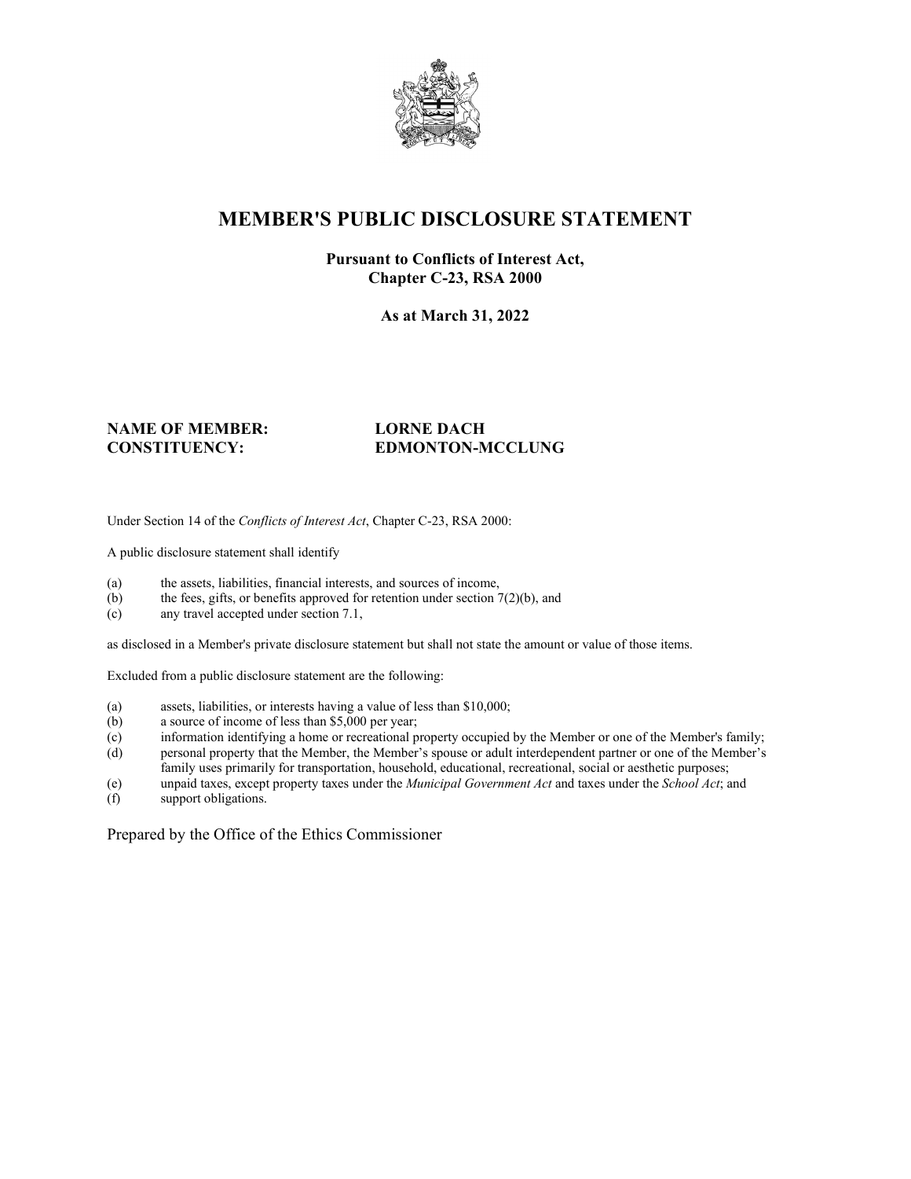# MEMBER'S PUBLIC DISCLOSURE STATEMENT

**Pursuant to Conflicts of Interest Act,**
**Chapter C-23, RSA 2000**

**As at March 31, 2022**

**NAME OF MEMBER:** **LORNE DACH**
**CONSTITUENCY:** **EDMONTON-MCCLUNG**

Under Section 14 of the *Conflicts of Interest Act*, Chapter C-23, RSA 2000:

A public disclosure statement shall identify

(a) the assets, liabilities, financial interests, and sources of income,
(b) the fees, gifts, or benefits approved for retention under section 7(2)(b), and
(c) any travel accepted under section 7.1,

as disclosed in a Member's private disclosure statement but shall not state the amount or value of those items.

Excluded from a public disclosure statement are the following:

(a) assets, liabilities, or interests having a value of less than $10,000;
(b) a source of income of less than $5,000 per year;
(c) information identifying a home or recreational property occupied by the Member or one of the Member's family;
(d) personal property that the Member, the Member's spouse or adult interdependent partner or one of the Member's family uses primarily for transportation, household, educational, recreational, social or aesthetic purposes;
(e) unpaid taxes, except property taxes under the *Municipal Government Act* and taxes under the *School Act*; and
(f) support obligations.

Prepared by the Office of the Ethics Commissioner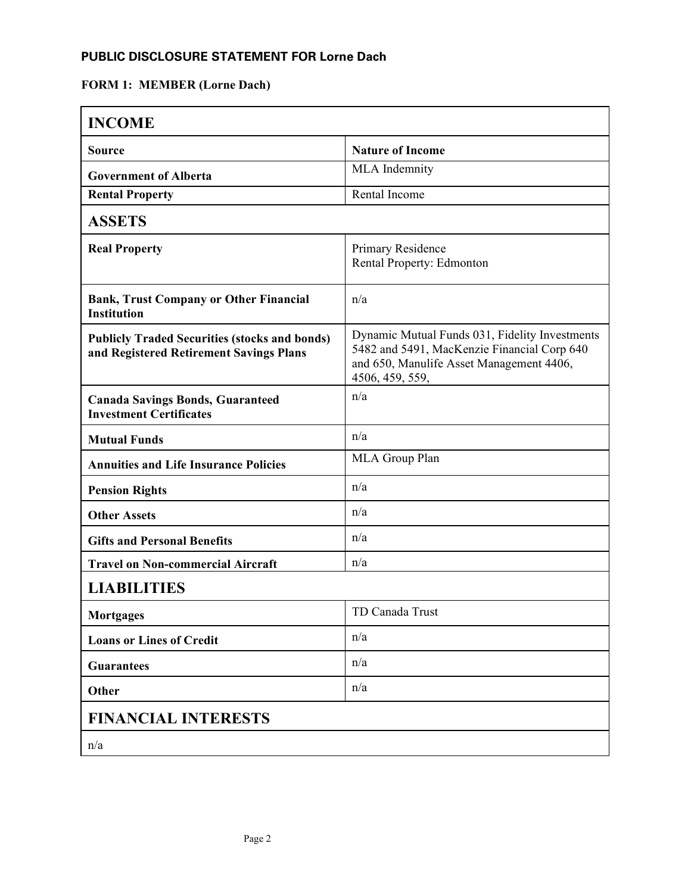**PUBLIC DISCLOSURE STATEMENT FOR Lorne Dach**

**FORM 1: MEMBER (Lorne Dach)**

| | |
|---|---|
| **INCOME** | |
| **Source** | **Nature of Income** |
| **Government of Alberta** | MLA Indemnity |
| **Rental Property** | Rental Income |
| **ASSETS** | |
| **Real Property** | Primary Residence<br>Rental Property: Edmonton |
| **Bank, Trust Company or Other Financial Institution** | n/a |
| **Publicly Traded Securities (stocks and bonds) and Registered Retirement Savings Plans** | Dynamic Mutual Funds 031, Fidelity Investments 5482 and 5491, MacKenzie Financial Corp 640 and 650, Manulife Asset Management 4406, 4506, 459, 559, |
| **Canada Savings Bonds, Guaranteed Investment Certificates** | n/a |
| **Mutual Funds** | n/a |
| **Annuities and Life Insurance Policies** | MLA Group Plan |
| **Pension Rights** | n/a |
| **Other Assets** | n/a |
| **Gifts and Personal Benefits** | n/a |
| **Travel on Non-commercial Aircraft** | n/a |
| **LIABILITIES** | |
| **Mortgages** | TD Canada Trust |
| **Loans or Lines of Credit** | n/a |
| **Guarantees** | n/a |
| **Other** | n/a |
| **FINANCIAL INTERESTS** | |
| n/a | |